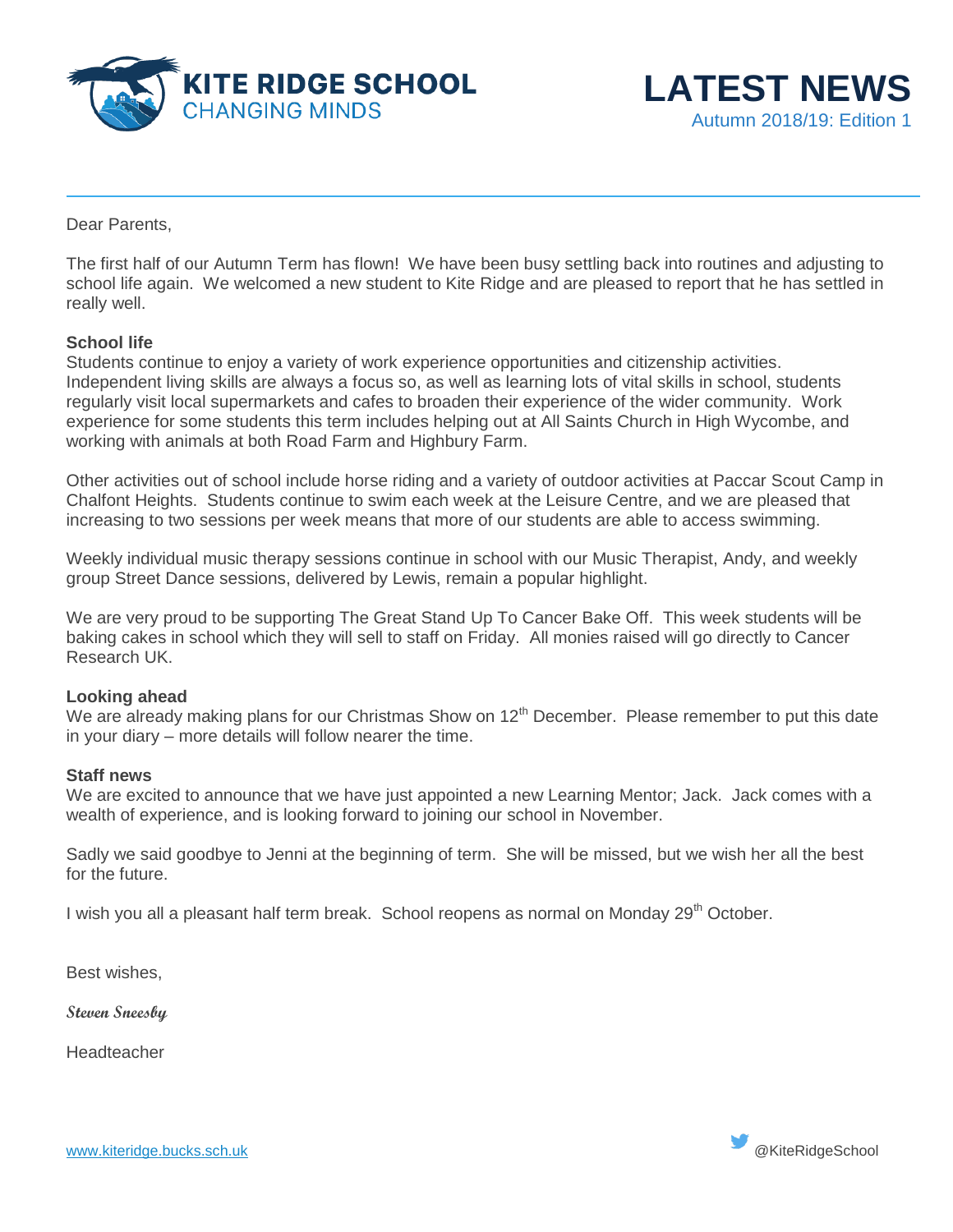**KITE RIDGE SCHOOL**
CHANGING MINDS

# LATEST NEWS

Autumn 2018/19: Edition 1

Dear Parents,

The first half of our Autumn Term has flown! We have been busy settling back into routines and adjusting to school life again. We welcomed a new student to Kite Ridge and are pleased to report that he has settled in really well.

**School life**

Students continue to enjoy a variety of work experience opportunities and citizenship activities. Independent living skills are always a focus so, as well as learning lots of vital skills in school, students regularly visit local supermarkets and cafes to broaden their experience of the wider community. Work experience for some students this term includes helping out at All Saints Church in High Wycombe, and working with animals at both Road Farm and Highbury Farm.

Other activities out of school include horse riding and a variety of outdoor activities at Paccar Scout Camp in Chalfont Heights. Students continue to swim each week at the Leisure Centre, and we are pleased that increasing to two sessions per week means that more of our students are able to access swimming.

Weekly individual music therapy sessions continue in school with our Music Therapist, Andy, and weekly group Street Dance sessions, delivered by Lewis, remain a popular highlight.

We are very proud to be supporting The Great Stand Up To Cancer Bake Off. This week students will be baking cakes in school which they will sell to staff on Friday. All monies raised will go directly to Cancer Research UK.

**Looking ahead**

We are already making plans for our Christmas Show on 12th December. Please remember to put this date in your diary – more details will follow nearer the time.

**Staff news**

We are excited to announce that we have just appointed a new Learning Mentor; Jack. Jack comes with a wealth of experience, and is looking forward to joining our school in November.

Sadly we said goodbye to Jenni at the beginning of term. She will be missed, but we wish her all the best for the future.

I wish you all a pleasant half term break. School reopens as normal on Monday 29th October.

Best wishes,

*Steven Sneesby*

Headteacher

www.kiteridge.bucks.sch.uk

@KiteRidgeSchool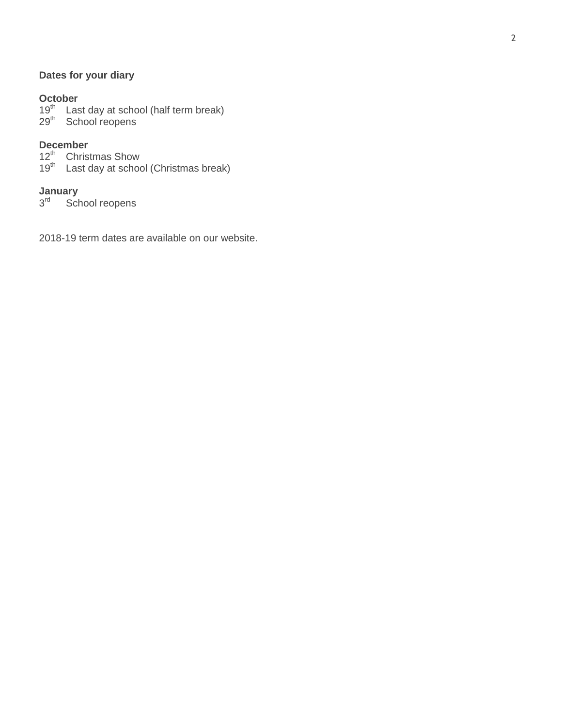**Dates for your diary**

**October**
19th Last day at school (half term break)
29th School reopens

**December**
12th Christmas Show
19th Last day at school (Christmas break)

**January**
3rd School reopens

2018-19 term dates are available on our website.